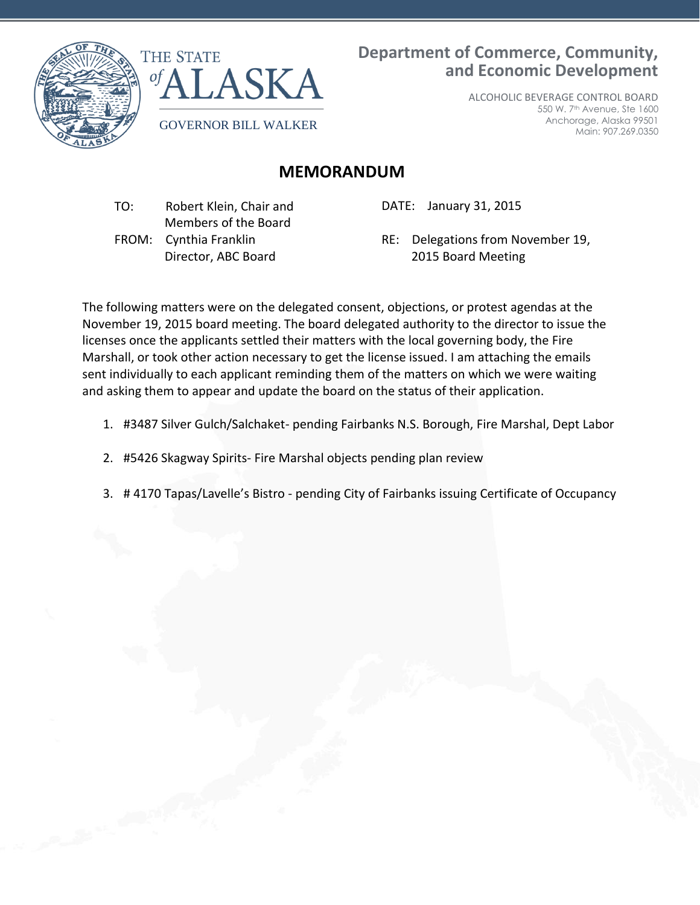THE STATE *of* ALASKA

GOVERNOR BILL WALKER

**Department of Commerce, Community, and Economic Development**

ALCOHOLIC BEVERAGE CONTROL BOARD
550 W. 7th Avenue, Ste 1600
Anchorage, Alaska 99501
Main: 907.269.0350

# MEMORANDUM

TO: Robert Klein, Chair and Members of the Board

FROM: Cynthia Franklin Director, ABC Board

DATE: January 31, 2015

RE: Delegations from November 19, 2015 Board Meeting

The following matters were on the delegated consent, objections, or protest agendas at the November 19, 2015 board meeting. The board delegated authority to the director to issue the licenses once the applicants settled their matters with the local governing body, the Fire Marshall, or took other action necessary to get the license issued. I am attaching the emails sent individually to each applicant reminding them of the matters on which we were waiting and asking them to appear and update the board on the status of their application.

1. #3487 Silver Gulch/Salchaket- pending Fairbanks N.S. Borough, Fire Marshal, Dept Labor
2. #5426 Skagway Spirits- Fire Marshal objects pending plan review
3. # 4170 Tapas/Lavelle's Bistro - pending City of Fairbanks issuing Certificate of Occupancy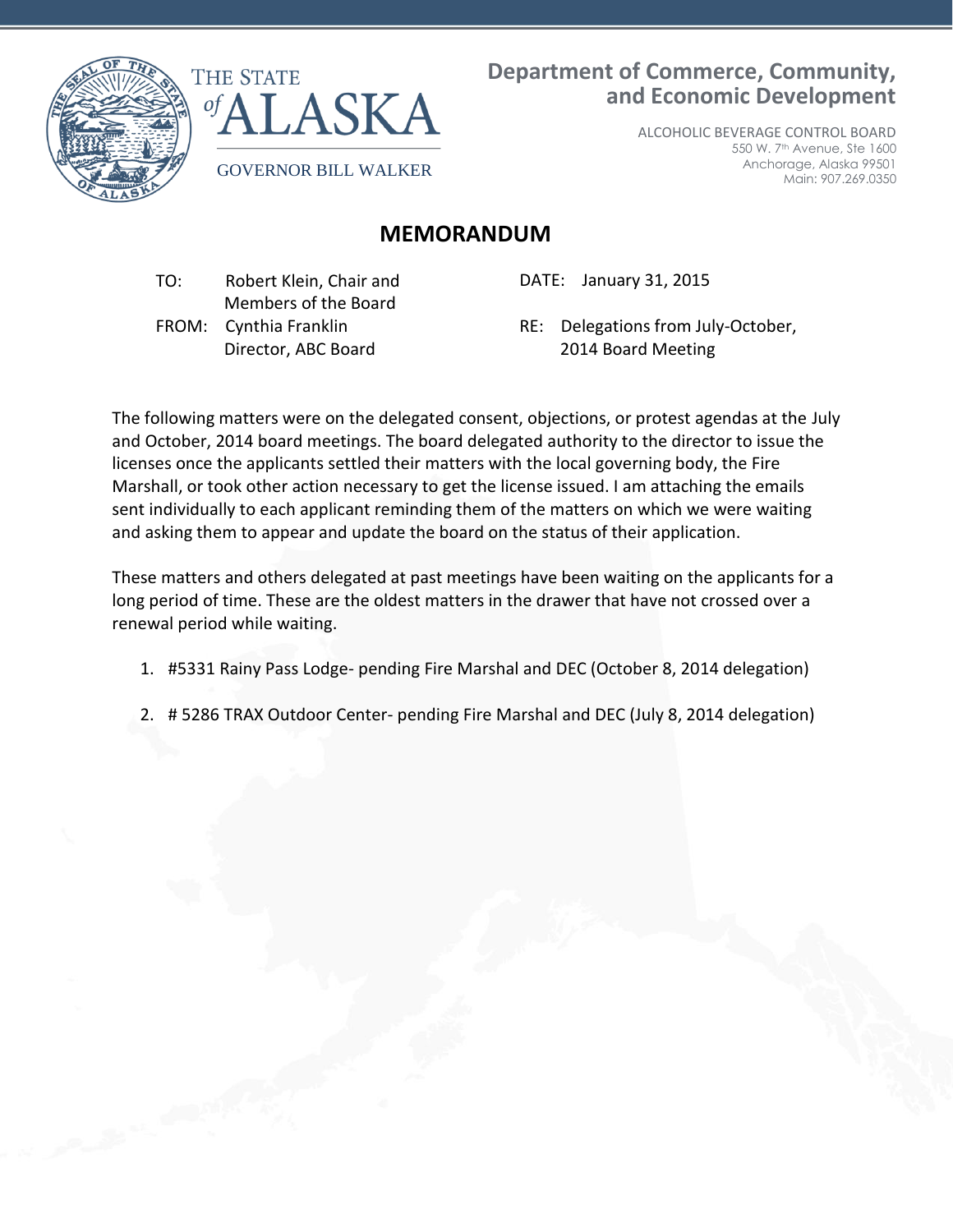THE STATE of ALASKA

GOVERNOR BILL WALKER

**Department of Commerce, Community, and Economic Development**

ALCOHOLIC BEVERAGE CONTROL BOARD
550 W. 7th Avenue, Ste 1600
Anchorage, Alaska 99501
Main: 907.269.0350

## MEMORANDUM

TO: Robert Klein, Chair and Members of the Board

FROM: Cynthia Franklin
Director, ABC Board

DATE: January 31, 2015

RE: Delegations from July-October, 2014 Board Meeting

The following matters were on the delegated consent, objections, or protest agendas at the July and October, 2014 board meetings. The board delegated authority to the director to issue the licenses once the applicants settled their matters with the local governing body, the Fire Marshall, or took other action necessary to get the license issued. I am attaching the emails sent individually to each applicant reminding them of the matters on which we were waiting and asking them to appear and update the board on the status of their application.

These matters and others delegated at past meetings have been waiting on the applicants for a long period of time. These are the oldest matters in the drawer that have not crossed over a renewal period while waiting.

1. #5331 Rainy Pass Lodge- pending Fire Marshal and DEC (October 8, 2014 delegation)
2. # 5286 TRAX Outdoor Center- pending Fire Marshal and DEC (July 8, 2014 delegation)